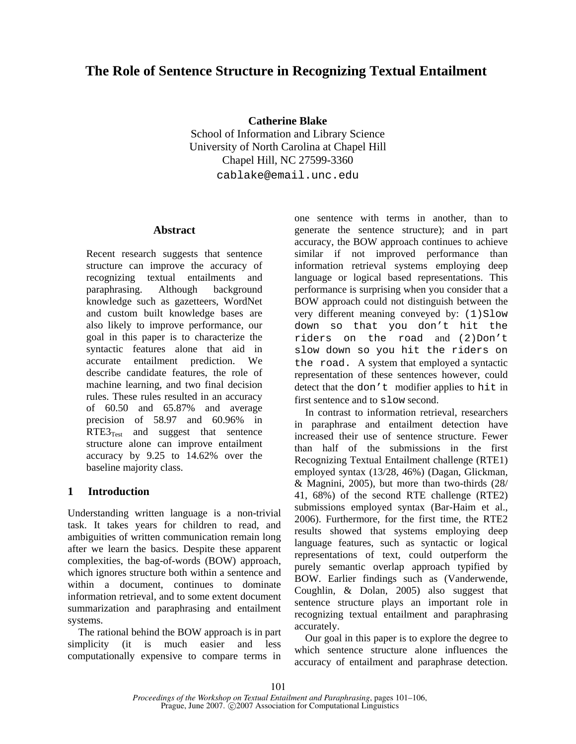# The Role of Sentence Structure in Recognizing Textual Entailment

**Catherine Blake**
School of Information and Library Science
University of North Carolina at Chapel Hill
Chapel Hill, NC 27599-3360
cablake@email.unc.edu

## Abstract

Recent research suggests that sentence structure can improve the accuracy of recognizing textual entailments and paraphrasing. Although background knowledge such as gazetteers, WordNet and custom built knowledge bases are also likely to improve performance, our goal in this paper is to characterize the syntactic features alone that aid in accurate entailment prediction. We describe candidate features, the role of machine learning, and two final decision rules. These rules resulted in an accuracy of 60.50 and 65.87% and average precision of 58.97 and 60.96% in $RTE3_{Test}$ and suggest that sentence structure alone can improve entailment accuracy by 9.25 to 14.62% over the baseline majority class.

## 1 Introduction

Understanding written language is a non-trivial task. It takes years for children to read, and ambiguities of written communication remain long after we learn the basics. Despite these apparent complexities, the bag-of-words (BOW) approach, which ignores structure both within a sentence and within a document, continues to dominate information retrieval, and to some extent document summarization and paraphrasing and entailment systems.

The rational behind the BOW approach is in part simplicity (it is much easier and less computationally expensive to compare terms in one sentence with terms in another, than to generate the sentence structure); and in part accuracy, the BOW approach continues to achieve similar if not improved performance than information retrieval systems employing deep language or logical based representations. This performance is surprising when you consider that a BOW approach could not distinguish between the very different meaning conveyed by: `(1)Slow down so that you don't hit the riders on the road` and `(2)Don't slow down so you hit the riders on the road.` A system that employed a syntactic representation of these sentences however, could detect that the `don't` modifier applies to `hit` in first sentence and to `slow` second.

In contrast to information retrieval, researchers in paraphrase and entailment detection have increased their use of sentence structure. Fewer than half of the submissions in the first Recognizing Textual Entailment challenge (RTE1) employed syntax (13/28, 46%) (Dagan, Glickman, & Magnini, 2005), but more than two-thirds (28/ 41, 68%) of the second RTE challenge (RTE2) submissions employed syntax (Bar-Haim et al., 2006). Furthermore, for the first time, the RTE2 results showed that systems employing deep language features, such as syntactic or logical representations of text, could outperform the purely semantic overlap approach typified by BOW. Earlier findings such as (Vanderwende, Coughlin, & Dolan, 2005) also suggest that sentence structure plays an important role in recognizing textual entailment and paraphrasing accurately.

Our goal in this paper is to explore the degree to which sentence structure alone influences the accuracy of entailment and paraphrase detection.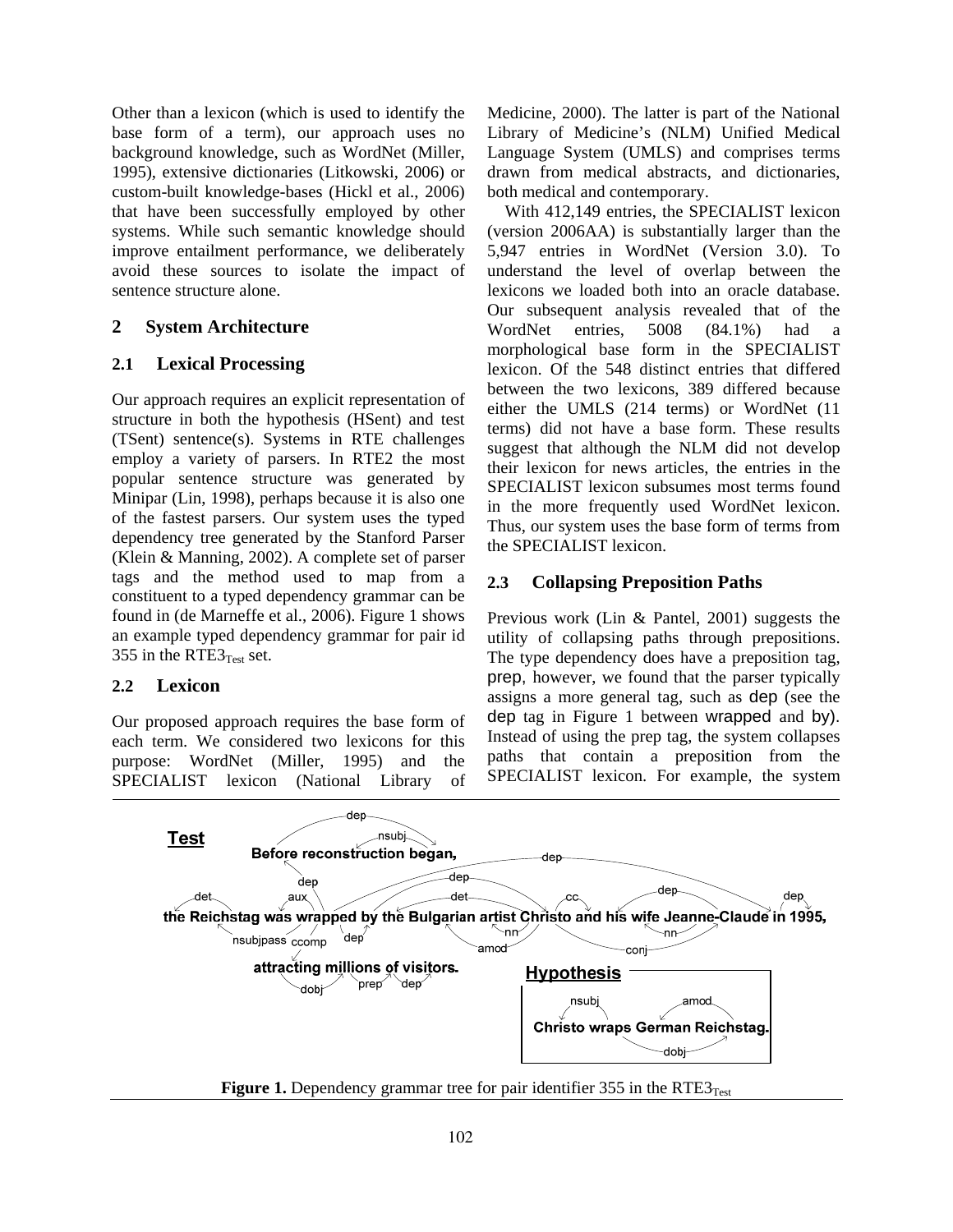Other than a lexicon (which is used to identify the base form of a term), our approach uses no background knowledge, such as WordNet (Miller, 1995), extensive dictionaries (Litkowski, 2006) or custom-built knowledge-bases (Hickl et al., 2006) that have been successfully employed by other systems. While such semantic knowledge should improve entailment performance, we deliberately avoid these sources to isolate the impact of sentence structure alone.

## 2 System Architecture

### 2.1 Lexical Processing

Our approach requires an explicit representation of structure in both the hypothesis (HSent) and test (TSent) sentence(s). Systems in RTE challenges employ a variety of parsers. In RTE2 the most popular sentence structure was generated by Minipar (Lin, 1998), perhaps because it is also one of the fastest parsers. Our system uses the typed dependency tree generated by the Stanford Parser (Klein & Manning, 2002). A complete set of parser tags and the method used to map from a constituent to a typed dependency grammar can be found in (de Marneffe et al., 2006). Figure 1 shows an example typed dependency grammar for pair id 355 in the $RTE3_{Test}$ set.

### 2.2 Lexicon

Our proposed approach requires the base form of each term. We considered two lexicons for this purpose: WordNet (Miller, 1995) and the SPECIALIST lexicon (National Library of Medicine, 2000). The latter is part of the National Library of Medicine's (NLM) Unified Medical Language System (UMLS) and comprises terms drawn from medical abstracts, and dictionaries, both medical and contemporary.

With 412,149 entries, the SPECIALIST lexicon (version 2006AA) is substantially larger than the 5,947 entries in WordNet (Version 3.0). To understand the level of overlap between the lexicons we loaded both into an oracle database. Our subsequent analysis revealed that of the WordNet entries, 5008 (84.1%) had a morphological base form in the SPECIALIST lexicon. Of the 548 distinct entries that differed between the two lexicons, 389 differed because either the UMLS (214 terms) or WordNet (11 terms) did not have a base form. These results suggest that although the NLM did not develop their lexicon for news articles, the entries in the SPECIALIST lexicon subsumes most terms found in the more frequently used WordNet lexicon. Thus, our system uses the base form of terms from the SPECIALIST lexicon.

### 2.3 Collapsing Preposition Paths

Previous work (Lin & Pantel, 2001) suggests the utility of collapsing paths through prepositions. The type dependency does have a preposition tag, prep, however, we found that the parser typically assigns a more general tag, such as dep (see the dep tag in Figure 1 between wrapped and by). Instead of using the prep tag, the system collapses paths that contain a preposition from the SPECIALIST lexicon. For example, the system

**Figure 1.** Dependency grammar tree for pair identifier 355 in the $RTE3_{Test}$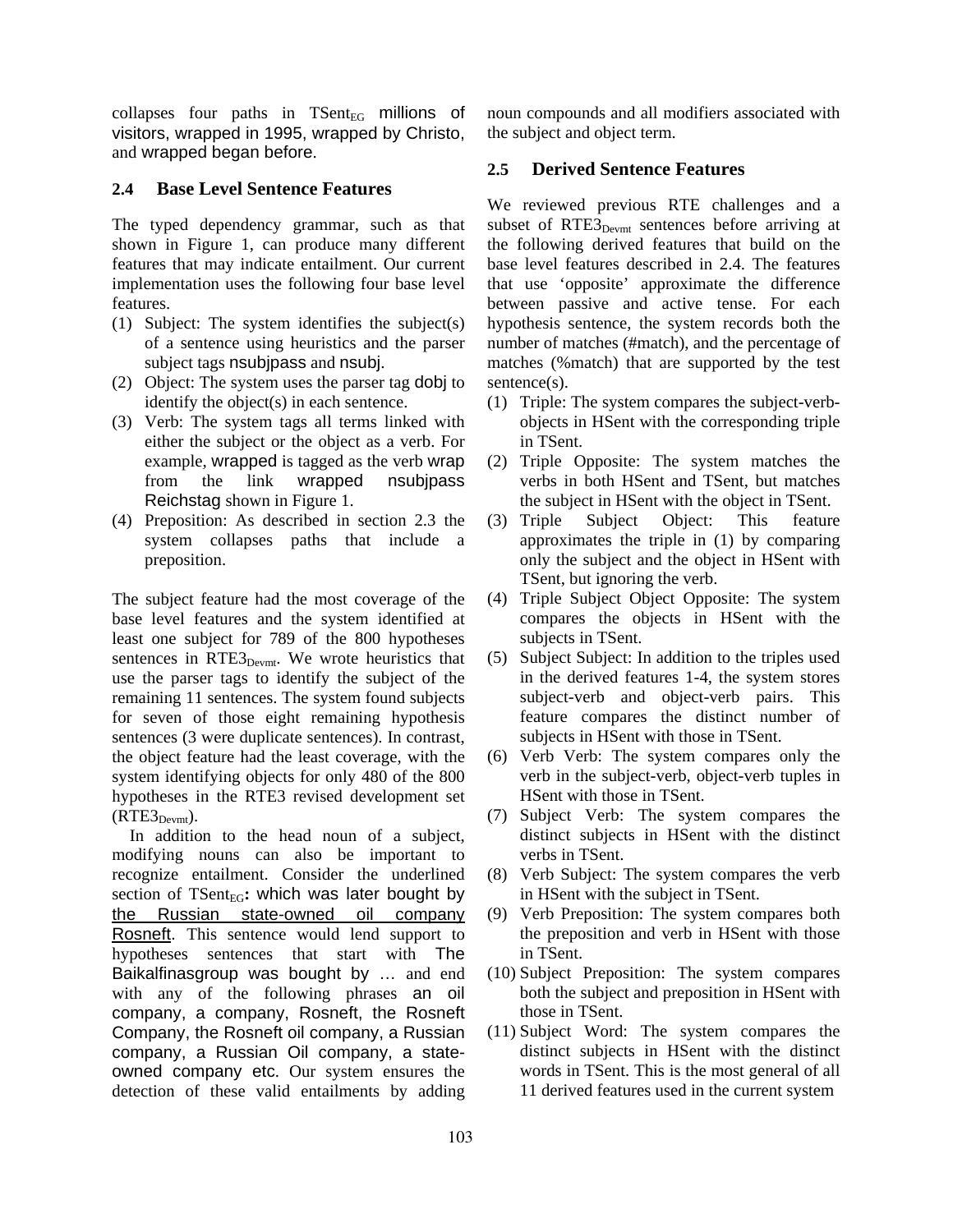collapses four paths in $\text{TSent}_{\text{EG}}$ millions of visitors, wrapped in 1995, wrapped by Christo, and wrapped began before.

### 2.4 Base Level Sentence Features

The typed dependency grammar, such as that shown in Figure 1, can produce many different features that may indicate entailment. Our current implementation uses the following four base level features.

1. Subject: The system identifies the subject(s) of a sentence using heuristics and the parser subject tags nsubjpass and nsubj.
2. Object: The system uses the parser tag dobj to identify the object(s) in each sentence.
3. Verb: The system tags all terms linked with either the subject or the object as a verb. For example, wrapped is tagged as the verb wrap from the link wrapped nsubjpass Reichstag shown in Figure 1.
4. Preposition: As described in section 2.3 the system collapses paths that include a preposition.

The subject feature had the most coverage of the base level features and the system identified at least one subject for 789 of the 800 hypotheses sentences in $\text{RTE3}_{\text{Devmt}}$. We wrote heuristics that use the parser tags to identify the subject of the remaining 11 sentences. The system found subjects for seven of those eight remaining hypothesis sentences (3 were duplicate sentences). In contrast, the object feature had the least coverage, with the system identifying objects for only 480 of the 800 hypotheses in the RTE3 revised development set ($\text{RTE3}_{\text{Devmt}}$).

In addition to the head noun of a subject, modifying nouns can also be important to recognize entailment. Consider the underlined section of $\text{TSent}_{\text{EG}}$**:** which was later bought by <u>the Russian state-owned oil company Rosneft</u>. This sentence would lend support to hypotheses sentences that start with The Baikalfinasgroup was bought by … and end with any of the following phrases an oil company, a company, Rosneft, the Rosneft Company, the Rosneft oil company, a Russian company, a Russian Oil company, a state-owned company etc. Our system ensures the detection of these valid entailments by adding noun compounds and all modifiers associated with the subject and object term.

### 2.5 Derived Sentence Features

We reviewed previous RTE challenges and a subset of $\text{RTE3}_{\text{Devmt}}$ sentences before arriving at the following derived features that build on the base level features described in 2.4. The features that use 'opposite' approximate the difference between passive and active tense. For each hypothesis sentence, the system records both the number of matches (#match), and the percentage of matches (%match) that are supported by the test sentence(s).

1. Triple: The system compares the subject-verb-objects in HSent with the corresponding triple in TSent.
2. Triple Opposite: The system matches the verbs in both HSent and TSent, but matches the subject in HSent with the object in TSent.
3. Triple Subject Object: This feature approximates the triple in (1) by comparing only the subject and the object in HSent with TSent, but ignoring the verb.
4. Triple Subject Object Opposite: The system compares the objects in HSent with the subjects in TSent.
5. Subject Subject: In addition to the triples used in the derived features 1-4, the system stores subject-verb and object-verb pairs. This feature compares the distinct number of subjects in HSent with those in TSent.
6. Verb Verb: The system compares only the verb in the subject-verb, object-verb tuples in HSent with those in TSent.
7. Subject Verb: The system compares the distinct subjects in HSent with the distinct verbs in TSent.
8. Verb Subject: The system compares the verb in HSent with the subject in TSent.
9. Verb Preposition: The system compares both the preposition and verb in HSent with those in TSent.
10. Subject Preposition: The system compares both the subject and preposition in HSent with those in TSent.
11. Subject Word: The system compares the distinct subjects in HSent with the distinct words in TSent. This is the most general of all 11 derived features used in the current system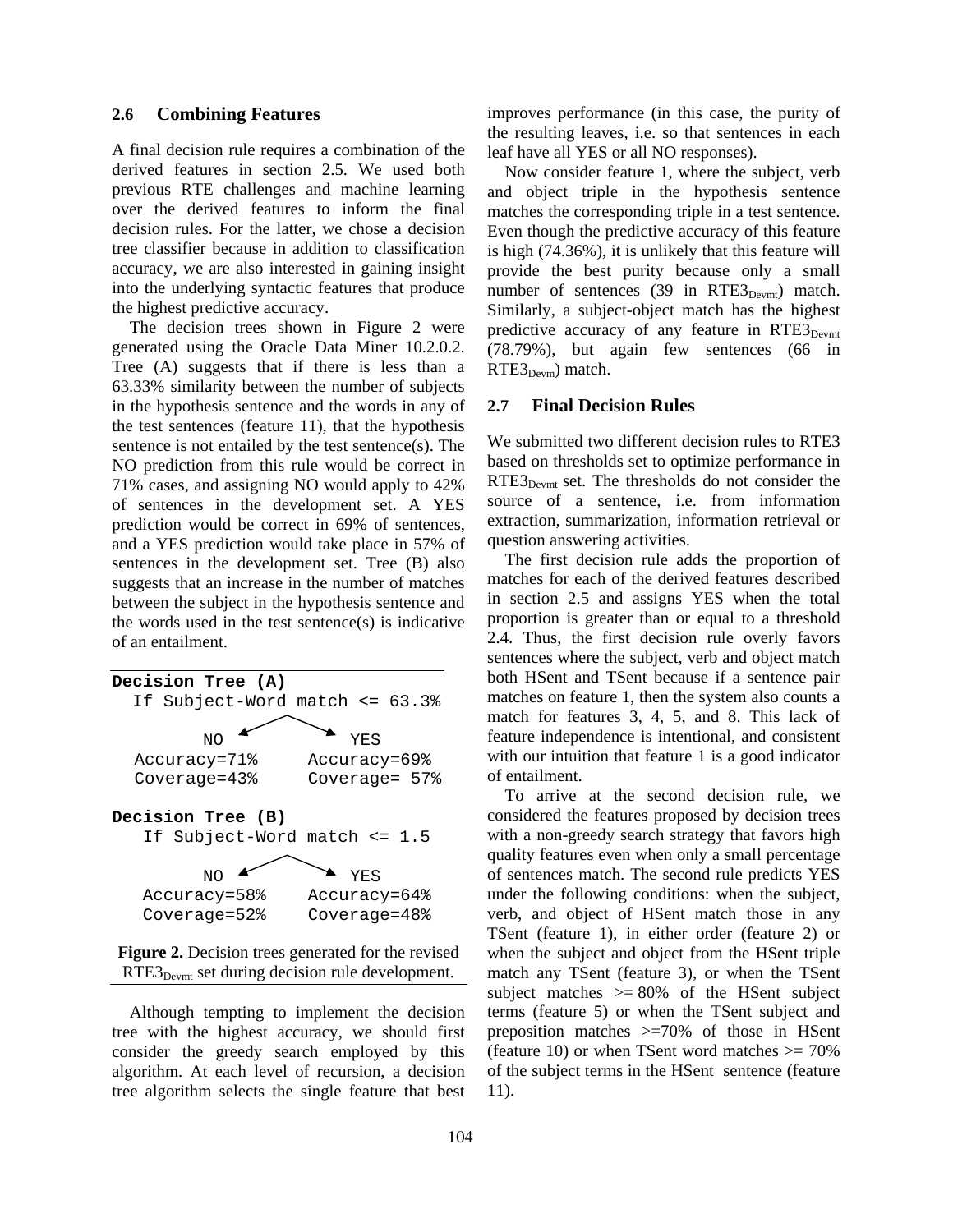### 2.6 Combining Features

A final decision rule requires a combination of the derived features in section 2.5. We used both previous RTE challenges and machine learning over the derived features to inform the final decision rules. For the latter, we chose a decision tree classifier because in addition to classification accuracy, we are also interested in gaining insight into the underlying syntactic features that produce the highest predictive accuracy.

The decision trees shown in Figure 2 were generated using the Oracle Data Miner 10.2.0.2. Tree (A) suggests that if there is less than a 63.33% similarity between the number of subjects in the hypothesis sentence and the words in any of the test sentences (feature 11), that the hypothesis sentence is not entailed by the test sentence(s). The NO prediction from this rule would be correct in 71% cases, and assigning NO would apply to 42% of sentences in the development set. A YES prediction would be correct in 69% of sentences, and a YES prediction would take place in 57% of sentences in the development set. Tree (B) also suggests that an increase in the number of matches between the subject in the hypothesis sentence and the words used in the test sentence(s) is indicative of an entailment.

```
Decision Tree (A)
  If Subject-Word match <= 63.3%

       NO              YES
  Accuracy=71%     Accuracy=69%
  Coverage=43%     Coverage= 57%

Decision Tree (B)
   If Subject-Word match <= 1.5

       NO              YES
  Accuracy=58%     Accuracy=64%
  Coverage=52%     Coverage=48%
```

**Figure 2.** Decision trees generated for the revised $RTE3_{Devmt}$ set during decision rule development.

Although tempting to implement the decision tree with the highest accuracy, we should first consider the greedy search employed by this algorithm. At each level of recursion, a decision tree algorithm selects the single feature that best improves performance (in this case, the purity of the resulting leaves, i.e. so that sentences in each leaf have all YES or all NO responses).

Now consider feature 1, where the subject, verb and object triple in the hypothesis sentence matches the corresponding triple in a test sentence. Even though the predictive accuracy of this feature is high (74.36%), it is unlikely that this feature will provide the best purity because only a small number of sentences (39 in $RTE3_{Devmt}$) match. Similarly, a subject-object match has the highest predictive accuracy of any feature in $RTE3_{Devmt}$ (78.79%), but again few sentences (66 in $RTE3_{Devm}$) match.

### 2.7 Final Decision Rules

We submitted two different decision rules to RTE3 based on thresholds set to optimize performance in $RTE3_{Devmt}$ set. The thresholds do not consider the source of a sentence, i.e. from information extraction, summarization, information retrieval or question answering activities.

The first decision rule adds the proportion of matches for each of the derived features described in section 2.5 and assigns YES when the total proportion is greater than or equal to a threshold 2.4. Thus, the first decision rule overly favors sentences where the subject, verb and object match both HSent and TSent because if a sentence pair matches on feature 1, then the system also counts a match for features 3, 4, 5, and 8. This lack of feature independence is intentional, and consistent with our intuition that feature 1 is a good indicator of entailment.

To arrive at the second decision rule, we considered the features proposed by decision trees with a non-greedy search strategy that favors high quality features even when only a small percentage of sentences match. The second rule predicts YES under the following conditions: when the subject, verb, and object of HSent match those in any TSent (feature 1), in either order (feature 2) or when the subject and object from the HSent triple match any TSent (feature 3), or when the TSent subject matches >= 80% of the HSent subject terms (feature 5) or when the TSent subject and preposition matches >=70% of those in HSent (feature 10) or when TSent word matches >= 70% of the subject terms in the HSent sentence (feature 11).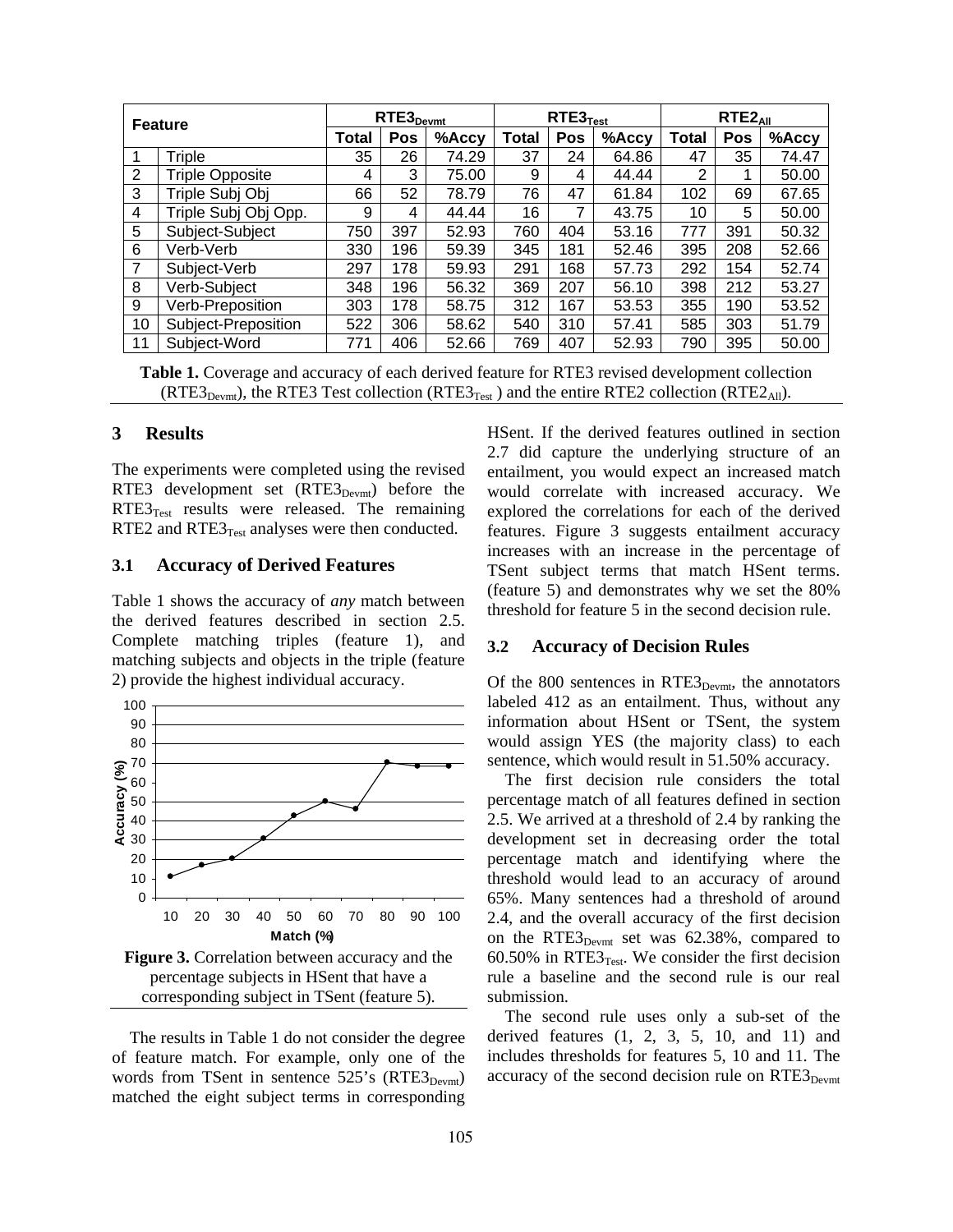| Feature | | RTE3$_{Devmt}$ | | | RTE3$_{Test}$ | | | RTE2$_{All}$ | | |
|---|---|---|---|---|---|---|---|---|---|---|
| | | Total | Pos | %Accy | Total | Pos | %Accy | Total | Pos | %Accy |
| 1 | Triple | 35 | 26 | 74.29 | 37 | 24 | 64.86 | 47 | 35 | 74.47 |
| 2 | Triple Opposite | 4 | 3 | 75.00 | 9 | 4 | 44.44 | 2 | 1 | 50.00 |
| 3 | Triple Subj Obj | 66 | 52 | 78.79 | 76 | 47 | 61.84 | 102 | 69 | 67.65 |
| 4 | Triple Subj Obj Opp. | 9 | 4 | 44.44 | 16 | 7 | 43.75 | 10 | 5 | 50.00 |
| 5 | Subject-Subject | 750 | 397 | 52.93 | 760 | 404 | 53.16 | 777 | 391 | 50.32 |
| 6 | Verb-Verb | 330 | 196 | 59.39 | 345 | 181 | 52.46 | 395 | 208 | 52.66 |
| 7 | Subject-Verb | 297 | 178 | 59.93 | 291 | 168 | 57.73 | 292 | 154 | 52.74 |
| 8 | Verb-Subject | 348 | 196 | 56.32 | 369 | 207 | 56.10 | 398 | 212 | 53.27 |
| 9 | Verb-Preposition | 303 | 178 | 58.75 | 312 | 167 | 53.53 | 355 | 190 | 53.52 |
| 10 | Subject-Preposition | 522 | 306 | 58.62 | 540 | 310 | 57.41 | 585 | 303 | 51.79 |
| 11 | Subject-Word | 771 | 406 | 52.66 | 769 | 407 | 52.93 | 790 | 395 | 50.00 |

**Table 1.** Coverage and accuracy of each derived feature for RTE3 revised development collection (RTE3$_{Devmt}$), the RTE3 Test collection (RTE3$_{Test}$) and the entire RTE2 collection (RTE2$_{All}$).

## 3 Results

The experiments were completed using the revised RTE3 development set (RTE3$_{Devmt}$) before the RTE3$_{Test}$ results were released. The remaining RTE2 and RTE3$_{Test}$ analyses were then conducted.

### 3.1 Accuracy of Derived Features

Table 1 shows the accuracy of *any* match between the derived features described in section 2.5. Complete matching triples (feature 1), and matching subjects and objects in the triple (feature 2) provide the highest individual accuracy.

**Figure 3.** Correlation between accuracy and the percentage subjects in HSent that have a corresponding subject in TSent (feature 5).

The results in Table 1 do not consider the degree of feature match. For example, only one of the words from TSent in sentence 525's (RTE3$_{Devmt}$) matched the eight subject terms in corresponding HSent. If the derived features outlined in section 2.7 did capture the underlying structure of an entailment, you would expect an increased match would correlate with increased accuracy. We explored the correlations for each of the derived features. Figure 3 suggests entailment accuracy increases with an increase in the percentage of TSent subject terms that match HSent terms. (feature 5) and demonstrates why we set the 80% threshold for feature 5 in the second decision rule.

### 3.2 Accuracy of Decision Rules

Of the 800 sentences in RTE3$_{Devmt}$, the annotators labeled 412 as an entailment. Thus, without any information about HSent or TSent, the system would assign YES (the majority class) to each sentence, which would result in 51.50% accuracy.

The first decision rule considers the total percentage match of all features defined in section 2.5. We arrived at a threshold of 2.4 by ranking the development set in decreasing order the total percentage match and identifying where the threshold would lead to an accuracy of around 65%. Many sentences had a threshold of around 2.4, and the overall accuracy of the first decision on the RTE3$_{Devmt}$ set was 62.38%, compared to 60.50% in RTE3$_{Test}$. We consider the first decision rule a baseline and the second rule is our real submission.

The second rule uses only a sub-set of the derived features (1, 2, 3, 5, 10, and 11) and includes thresholds for features 5, 10 and 11. The accuracy of the second decision rule on RTE3$_{Devmt}$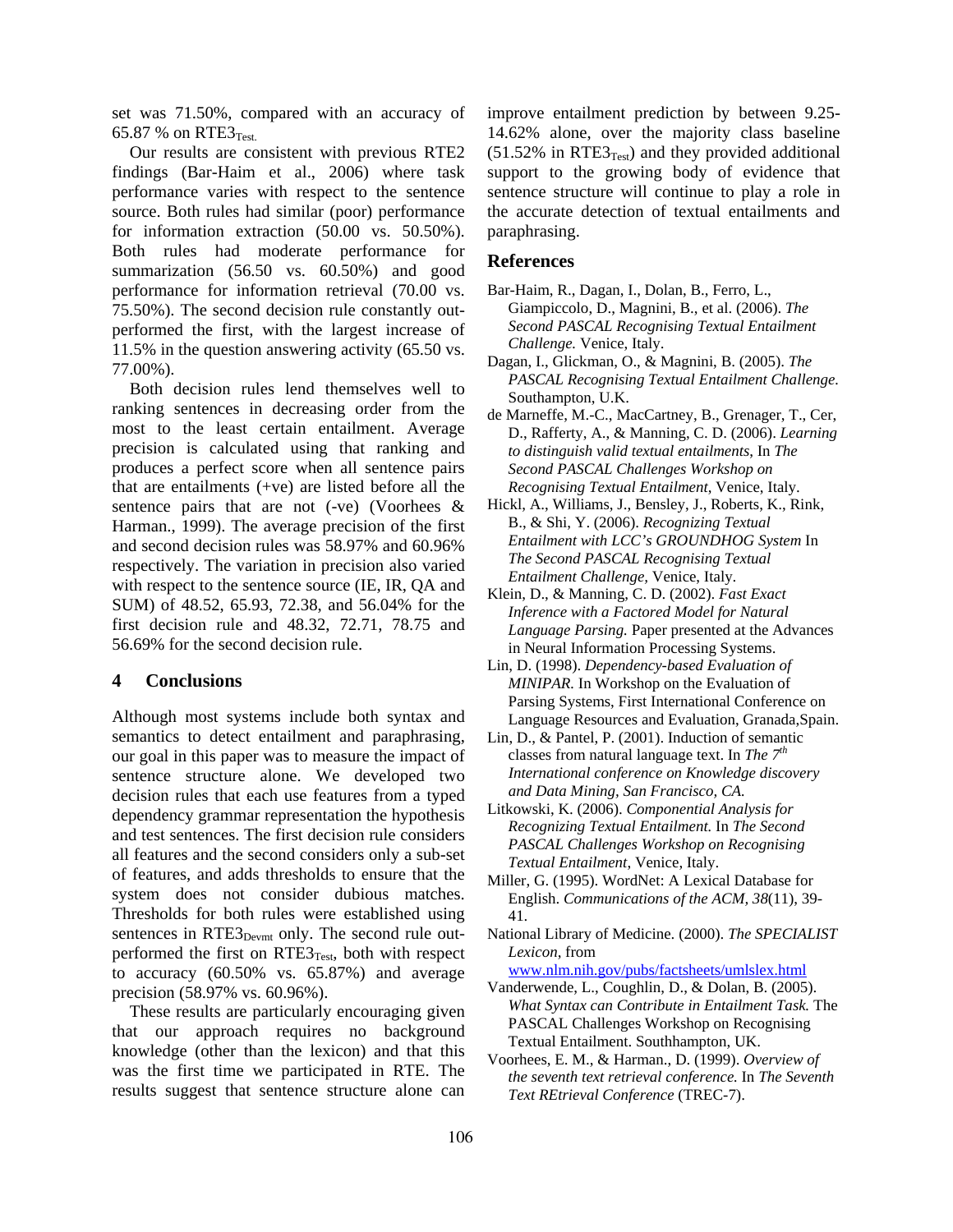set was 71.50%, compared with an accuracy of 65.87 % on $RTE3_{Test.}$

Our results are consistent with previous RTE2 findings (Bar-Haim et al., 2006) where task performance varies with respect to the sentence source. Both rules had similar (poor) performance for information extraction (50.00 vs. 50.50%). Both rules had moderate performance for summarization (56.50 vs. 60.50%) and good performance for information retrieval (70.00 vs. 75.50%). The second decision rule constantly out-performed the first, with the largest increase of 11.5% in the question answering activity (65.50 vs. 77.00%).

Both decision rules lend themselves well to ranking sentences in decreasing order from the most to the least certain entailment. Average precision is calculated using that ranking and produces a perfect score when all sentence pairs that are entailments (+ve) are listed before all the sentence pairs that are not (-ve) (Voorhees & Harman., 1999). The average precision of the first and second decision rules was 58.97% and 60.96% respectively. The variation in precision also varied with respect to the sentence source (IE, IR, QA and SUM) of 48.52, 65.93, 72.38, and 56.04% for the first decision rule and 48.32, 72.71, 78.75 and 56.69% for the second decision rule.

## 4 Conclusions

Although most systems include both syntax and semantics to detect entailment and paraphrasing, our goal in this paper was to measure the impact of sentence structure alone. We developed two decision rules that each use features from a typed dependency grammar representation the hypothesis and test sentences. The first decision rule considers all features and the second considers only a sub-set of features, and adds thresholds to ensure that the system does not consider dubious matches. Thresholds for both rules were established using sentences in $RTE3_{Devmt}$ only. The second rule out-performed the first on $RTE3_{Test}$, both with respect to accuracy (60.50% vs. 65.87%) and average precision (58.97% vs. 60.96%).

These results are particularly encouraging given that our approach requires no background knowledge (other than the lexicon) and that this was the first time we participated in RTE. The results suggest that sentence structure alone can improve entailment prediction by between 9.25-14.62% alone, over the majority class baseline (51.52% in $RTE3_{Test}$) and they provided additional support to the growing body of evidence that sentence structure will continue to play a role in the accurate detection of textual entailments and paraphrasing.

## References

Bar-Haim, R., Dagan, I., Dolan, B., Ferro, L., Giampiccolo, D., Magnini, B., et al. (2006). *The Second PASCAL Recognising Textual Entailment Challenge.* Venice, Italy.

Dagan, I., Glickman, O., & Magnini, B. (2005). *The PASCAL Recognising Textual Entailment Challenge.* Southampton, U.K.

de Marneffe, M.-C., MacCartney, B., Grenager, T., Cer, D., Rafferty, A., & Manning, C. D. (2006). *Learning to distinguish valid textual entailments*, In *The Second PASCAL Challenges Workshop on Recognising Textual Entailment*, Venice, Italy.

Hickl, A., Williams, J., Bensley, J., Roberts, K., Rink, B., & Shi, Y. (2006). *Recognizing Textual Entailment with LCC's GROUNDHOG System* In *The Second PASCAL Recognising Textual Entailment Challenge*, Venice, Italy.

Klein, D., & Manning, C. D. (2002). *Fast Exact Inference with a Factored Model for Natural Language Parsing.* Paper presented at the Advances in Neural Information Processing Systems.

Lin, D. (1998). *Dependency-based Evaluation of MINIPAR.* In Workshop on the Evaluation of Parsing Systems, First International Conference on Language Resources and Evaluation, Granada,Spain.

Lin, D., & Pantel, P. (2001). Induction of semantic classes from natural language text. In *The 7th International conference on Knowledge discovery and Data Mining, San Francisco, CA.*

Litkowski, K. (2006). *Componential Analysis for Recognizing Textual Entailment.* In *The Second PASCAL Challenges Workshop on Recognising Textual Entailment*, Venice, Italy.

Miller, G. (1995). WordNet: A Lexical Database for English. *Communications of the ACM, 38*(11), 39-41.

National Library of Medicine. (2000). *The SPECIALIST Lexicon*, from www.nlm.nih.gov/pubs/factsheets/umlslex.html

Vanderwende, L., Coughlin, D., & Dolan, B. (2005). *What Syntax can Contribute in Entailment Task.* The PASCAL Challenges Workshop on Recognising Textual Entailment. Southhampton, UK.

Voorhees, E. M., & Harman., D. (1999). *Overview of the seventh text retrieval conference.* In *The Seventh Text REtrieval Conference* (TREC-7).